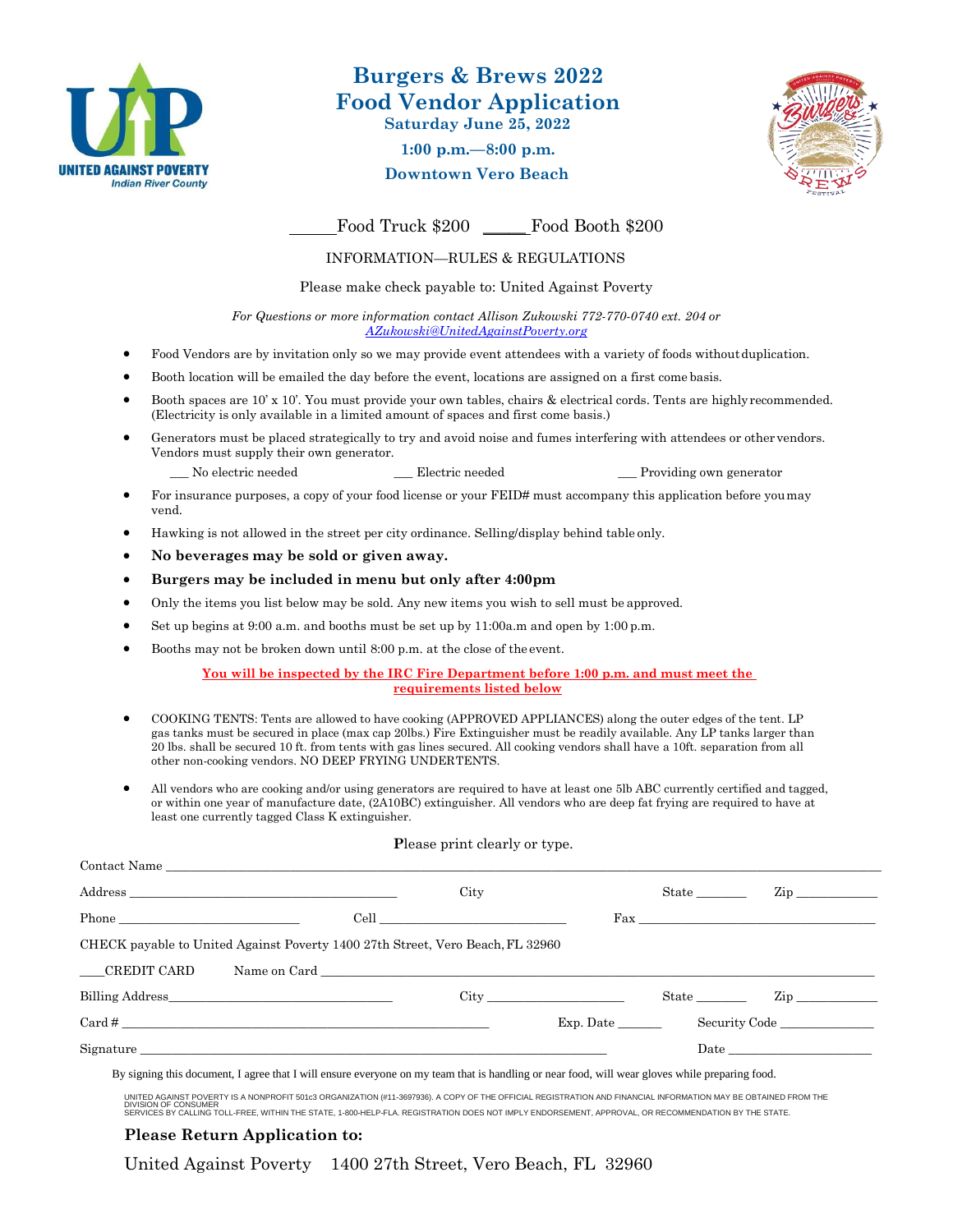# Burgers & Brews 2022
# Food Vendor Application

**Saturday June 25, 2022**

**1:00 p.m.—8:00 p.m.**

**Downtown Vero Beach**

_____Food Truck $200 _____Food Booth $200

INFORMATION—RULES & REGULATIONS

Please make check payable to: United Against Poverty

*For Questions or more information contact Allison Zukowski 772-770-0740 ext. 204 or AZukowski@UnitedAgainstPoverty.org*

- Food Vendors are by invitation only so we may provide event attendees with a variety of foods without duplication.
- Booth location will be emailed the day before the event, locations are assigned on a first come basis.
- Booth spaces are 10' x 10'. You must provide your own tables, chairs & electrical cords. Tents are highly recommended. (Electricity is only available in a limited amount of spaces and first come basis.)
- Generators must be placed strategically to try and avoid noise and fumes interfering with attendees or other vendors. Vendors must supply their own generator.

  ___ No electric needed ___ Electric needed ___ Providing own generator
- For insurance purposes, a copy of your food license or your FEID# must accompany this application before you may vend.
- Hawking is not allowed in the street per city ordinance. Selling/display behind table only.
- **No beverages may be sold or given away.**
- **Burgers may be included in menu but only after 4:00pm**
- Only the items you list below may be sold. Any new items you wish to sell must be approved.
- Set up begins at 9:00 a.m. and booths must be set up by 11:00a.m and open by 1:00 p.m.
- Booths may not be broken down until 8:00 p.m. at the close of the event.

**You will be inspected by the IRC Fire Department before 1:00 p.m. and must meet the requirements listed below**

- COOKING TENTS: Tents are allowed to have cooking (APPROVED APPLIANCES) along the outer edges of the tent. LP gas tanks must be secured in place (max cap 20lbs.) Fire Extinguisher must be readily available. Any LP tanks larger than 20 lbs. shall be secured 10 ft. from tents with gas lines secured. All cooking vendors shall have a 10ft. separation from all other non-cooking vendors. NO DEEP FRYING UNDERTENTS.
- All vendors who are cooking and/or using generators are required to have at least one 5lb ABC currently certified and tagged, or within one year of manufacture date, (2A10BC) extinguisher. All vendors who are deep fat frying are required to have at least one currently tagged Class K extinguisher.

Please print clearly or type.

Contact Name ____________________________________________

Address ______________________ City ______________ State _______ Zip ___________

Phone ___________________ Cell ___________________ Fax ___________________

CHECK payable to United Against Poverty 1400 27th Street, Vero Beach, FL 32960

___CREDIT CARD Name on Card ____________________________________________

Billing Address______________________ City ______________ State _______ Zip ___________

Card # ______________________________ Exp. Date ______ Security Code ______________

Signature ______________________________________________ Date ______________

By signing this document, I agree that I will ensure everyone on my team that is handling or near food, will wear gloves while preparing food.

UNITED AGAINST POVERTY IS A NONPROFIT 501c3 ORGANIZATION (#11-3697936). A COPY OF THE OFFICIAL REGISTRATION AND FINANCIAL INFORMATION MAY BE OBTAINED FROM THE DIVISION OF CONSUMER SERVICES BY CALLING TOLL-FREE, WITHIN THE STATE, 1-800-HELP-FLA. REGISTRATION DOES NOT IMPLY ENDORSEMENT, APPROVAL, OR RECOMMENDATION BY THE STATE.

**Please Return Application to:**

United Against Poverty 1400 27th Street, Vero Beach, FL 32960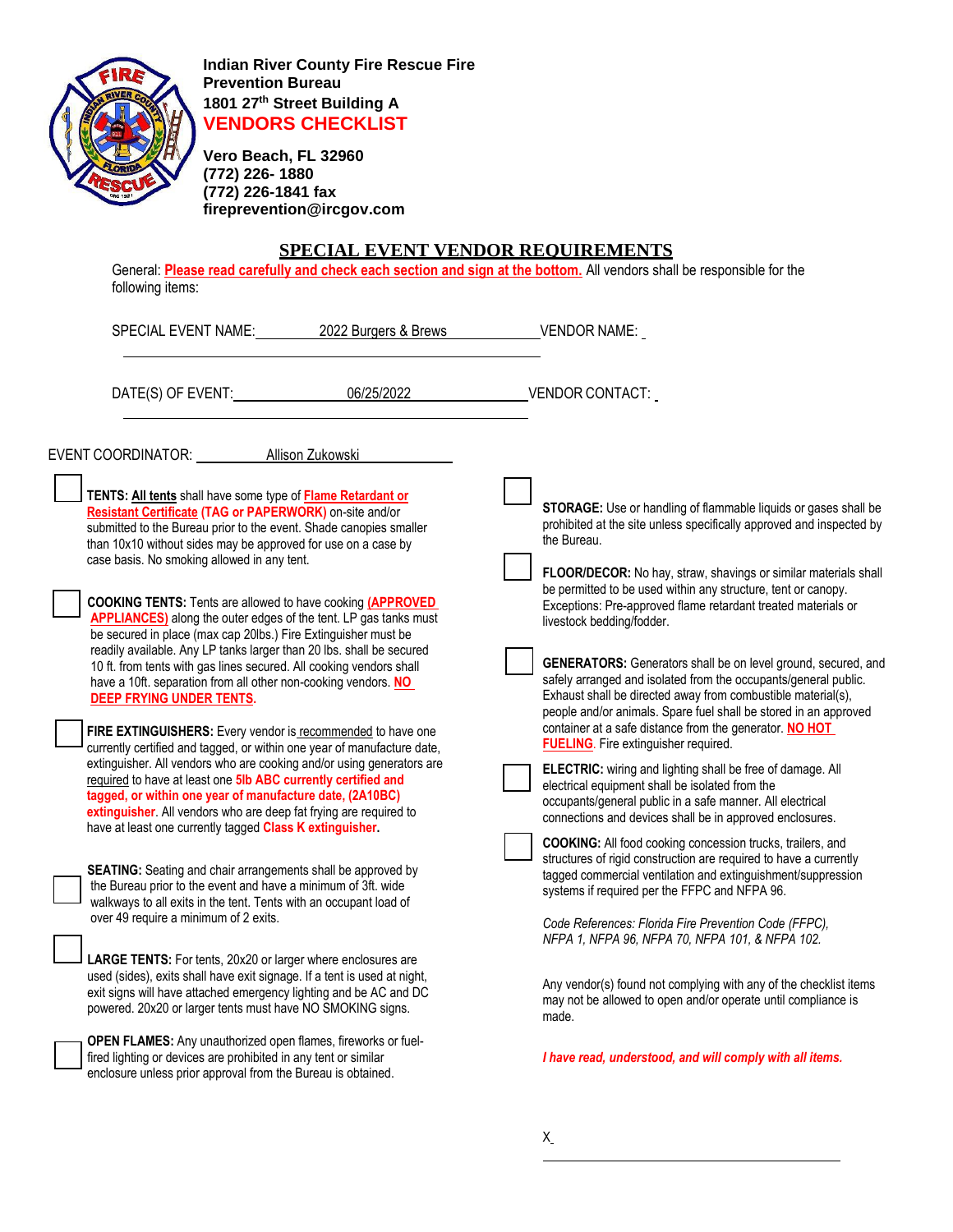**Indian River County Fire Rescue Fire Prevention Bureau**
**1801 27th Street Building A**
**VENDORS CHECKLIST**
**Vero Beach, FL 32960**
**(772) 226- 1880**
**(772) 226-1841 fax**
**fireprevention@ircgov.com**

## SPECIAL EVENT VENDOR REQUIREMENTS

General: **Please read carefully and check each section and sign at the bottom.** All vendors shall be responsible for the following items:

SPECIAL EVENT NAME: 2022 Burgers & Brews VENDOR NAME: ____________________

DATE(S) OF EVENT: 06/25/2022 VENDOR CONTACT: ____________________

EVENT COORDINATOR: Allison Zukowski

☐ **TENTS: All tents** shall have some type of **Flame Retardant or Resistant Certificate (TAG or PAPERWORK)** on-site and/or submitted to the Bureau prior to the event. Shade canopies smaller than 10x10 without sides may be approved for use on a case by case basis. No smoking allowed in any tent.

☐ **COOKING TENTS:** Tents are allowed to have cooking **(APPROVED APPLIANCES)** along the outer edges of the tent. LP gas tanks must be secured in place (max cap 20lbs.) Fire Extinguisher must be readily available. Any LP tanks larger than 20 lbs. shall be secured 10 ft. from tents with gas lines secured. All cooking vendors shall have a 10ft. separation from all other non-cooking vendors. **NO DEEP FRYING UNDER TENTS.**

☐ **FIRE EXTINGUISHERS:** Every vendor is recommended to have one currently certified and tagged, or within one year of manufacture date, extinguisher. All vendors who are cooking and/or using generators are required to have at least one **5lb ABC currently certified and tagged, or within one year of manufacture date, (2A10BC) extinguisher**. All vendors who are deep fat frying are required to have at least one currently tagged **Class K extinguisher.**

☐ **SEATING:** Seating and chair arrangements shall be approved by the Bureau prior to the event and have a minimum of 3ft. wide walkways to all exits in the tent. Tents with an occupant load of over 49 require a minimum of 2 exits.

☐ **LARGE TENTS:** For tents, 20x20 or larger where enclosures are used (sides), exits shall have exit signage. If a tent is used at night, exit signs will have attached emergency lighting and be AC and DC powered. 20x20 or larger tents must have NO SMOKING signs.

☐ **OPEN FLAMES:** Any unauthorized open flames, fireworks or fuel-fired lighting or devices are prohibited in any tent or similar enclosure unless prior approval from the Bureau is obtained.

☐ **STORAGE:** Use or handling of flammable liquids or gases shall be prohibited at the site unless specifically approved and inspected by the Bureau.

☐ **FLOOR/DECOR:** No hay, straw, shavings or similar materials shall be permitted to be used within any structure, tent or canopy. Exceptions: Pre-approved flame retardant treated materials or livestock bedding/fodder.

☐ **GENERATORS:** Generators shall be on level ground, secured, and safely arranged and isolated from the occupants/general public. Exhaust shall be directed away from combustible material(s), people and/or animals. Spare fuel shall be stored in an approved container at a safe distance from the generator. **NO HOT FUELING**. Fire extinguisher required.

☐ **ELECTRIC:** wiring and lighting shall be free of damage. All electrical equipment shall be isolated from the occupants/general public in a safe manner. All electrical connections and devices shall be in approved enclosures.

☐ **COOKING:** All food cooking concession trucks, trailers, and structures of rigid construction are required to have a currently tagged commercial ventilation and extinguishment/suppression systems if required per the FFPC and NFPA 96.

*Code References: Florida Fire Prevention Code (FFPC), NFPA 1, NFPA 96, NFPA 70, NFPA 101, & NFPA 102.*

Any vendor(s) found not complying with any of the checklist items may not be allowed to open and/or operate until compliance is made.

***I have read, understood, and will comply with all items.***

X ____________________